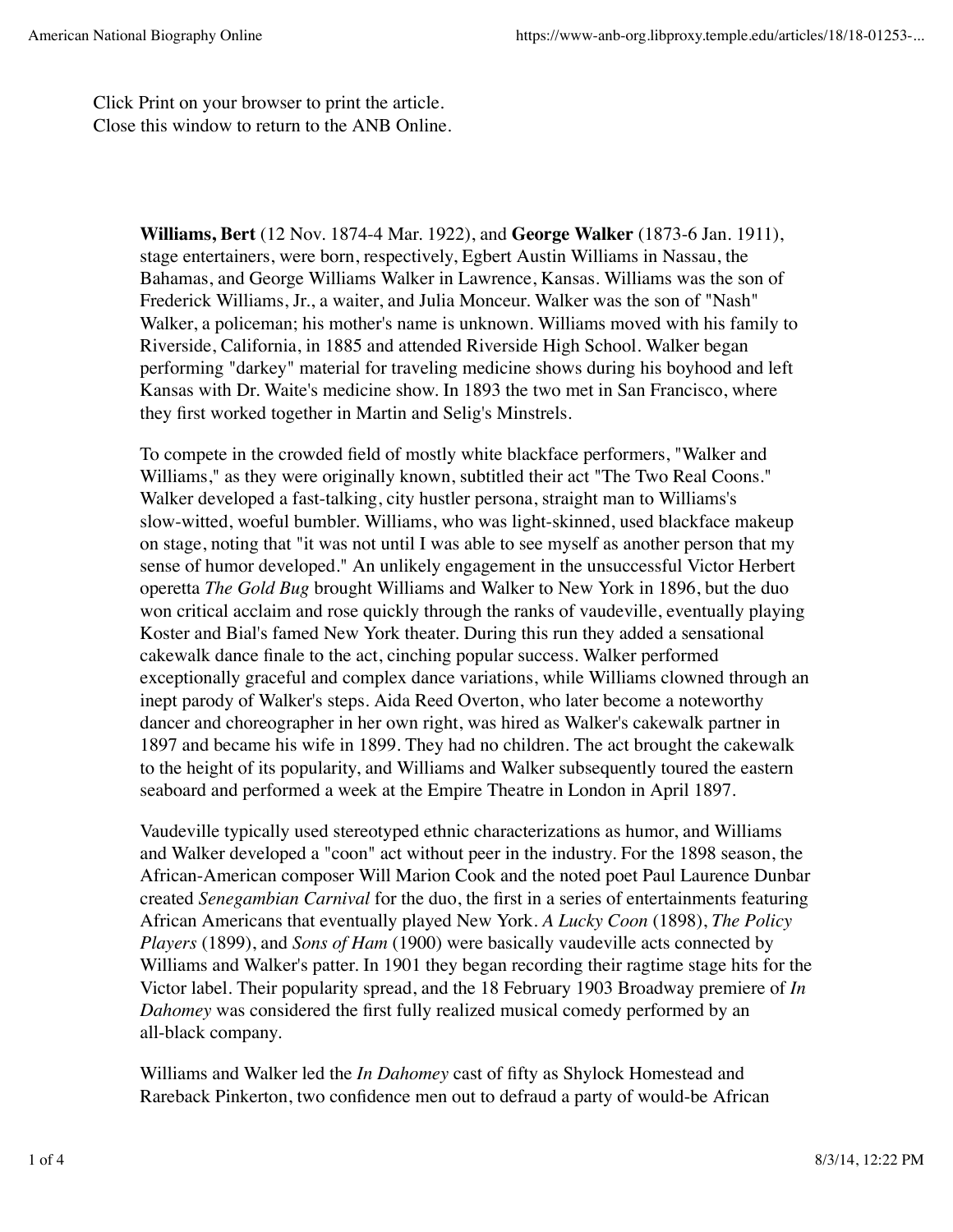Click Print on your browser to print the article.
Close this window to return to the ANB Online.

**Williams, Bert** (12 Nov. 1874-4 Mar. 1922), and **George Walker** (1873-6 Jan. 1911), stage entertainers, were born, respectively, Egbert Austin Williams in Nassau, the Bahamas, and George Williams Walker in Lawrence, Kansas. Williams was the son of Frederick Williams, Jr., a waiter, and Julia Monceur. Walker was the son of "Nash" Walker, a policeman; his mother's name is unknown. Williams moved with his family to Riverside, California, in 1885 and attended Riverside High School. Walker began performing "darkey" material for traveling medicine shows during his boyhood and left Kansas with Dr. Waite's medicine show. In 1893 the two met in San Francisco, where they first worked together in Martin and Selig's Minstrels.

To compete in the crowded field of mostly white blackface performers, "Walker and Williams," as they were originally known, subtitled their act "The Two Real Coons." Walker developed a fast-talking, city hustler persona, straight man to Williams's slow-witted, woeful bumbler. Williams, who was light-skinned, used blackface makeup on stage, noting that "it was not until I was able to see myself as another person that my sense of humor developed." An unlikely engagement in the unsuccessful Victor Herbert operetta *The Gold Bug* brought Williams and Walker to New York in 1896, but the duo won critical acclaim and rose quickly through the ranks of vaudeville, eventually playing Koster and Bial's famed New York theater. During this run they added a sensational cakewalk dance finale to the act, cinching popular success. Walker performed exceptionally graceful and complex dance variations, while Williams clowned through an inept parody of Walker's steps. Aida Reed Overton, who later become a noteworthy dancer and choreographer in her own right, was hired as Walker's cakewalk partner in 1897 and became his wife in 1899. They had no children. The act brought the cakewalk to the height of its popularity, and Williams and Walker subsequently toured the eastern seaboard and performed a week at the Empire Theatre in London in April 1897.

Vaudeville typically used stereotyped ethnic characterizations as humor, and Williams and Walker developed a "coon" act without peer in the industry. For the 1898 season, the African-American composer Will Marion Cook and the noted poet Paul Laurence Dunbar created *Senegambian Carnival* for the duo, the first in a series of entertainments featuring African Americans that eventually played New York. *A Lucky Coon* (1898), *The Policy Players* (1899), and *Sons of Ham* (1900) were basically vaudeville acts connected by Williams and Walker's patter. In 1901 they began recording their ragtime stage hits for the Victor label. Their popularity spread, and the 18 February 1903 Broadway premiere of *In Dahomey* was considered the first fully realized musical comedy performed by an all-black company.

Williams and Walker led the *In Dahomey* cast of fifty as Shylock Homestead and Rareback Pinkerton, two confidence men out to defraud a party of would-be African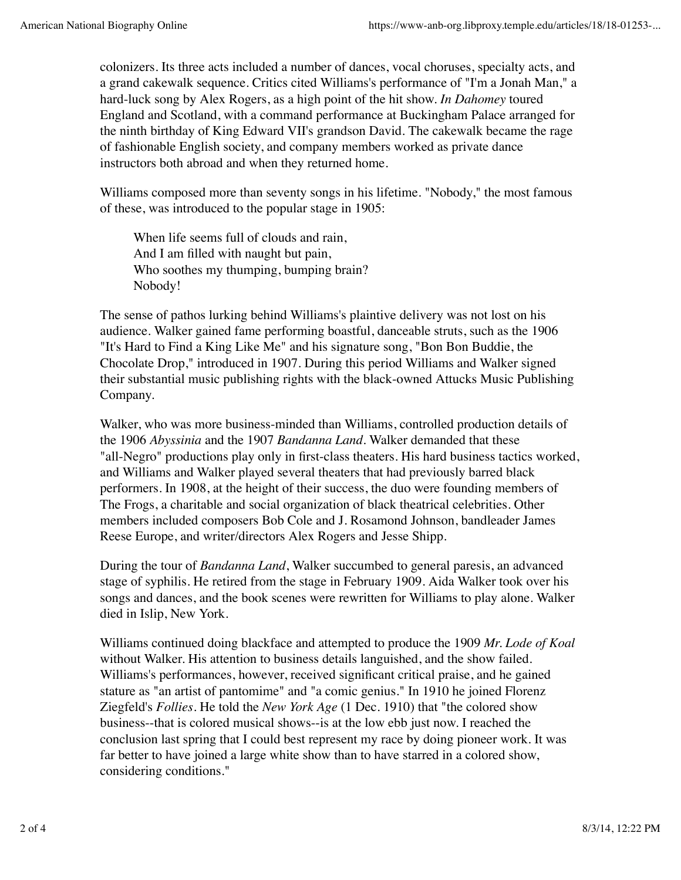colonizers. Its three acts included a number of dances, vocal choruses, specialty acts, and a grand cakewalk sequence. Critics cited Williams's performance of "I'm a Jonah Man," a hard-luck song by Alex Rogers, as a high point of the hit show. *In Dahomey* toured England and Scotland, with a command performance at Buckingham Palace arranged for the ninth birthday of King Edward VII's grandson David. The cakewalk became the rage of fashionable English society, and company members worked as private dance instructors both abroad and when they returned home.

Williams composed more than seventy songs in his lifetime. "Nobody," the most famous of these, was introduced to the popular stage in 1905:

> When life seems full of clouds and rain,  
> And I am filled with naught but pain,  
> Who soothes my thumping, bumping brain?  
> Nobody!

The sense of pathos lurking behind Williams's plaintive delivery was not lost on his audience. Walker gained fame performing boastful, danceable struts, such as the 1906 "It's Hard to Find a King Like Me" and his signature song, "Bon Bon Buddie, the Chocolate Drop," introduced in 1907. During this period Williams and Walker signed their substantial music publishing rights with the black-owned Attucks Music Publishing Company.

Walker, who was more business-minded than Williams, controlled production details of the 1906 *Abyssinia* and the 1907 *Bandanna Land*. Walker demanded that these "all-Negro" productions play only in first-class theaters. His hard business tactics worked, and Williams and Walker played several theaters that had previously barred black performers. In 1908, at the height of their success, the duo were founding members of The Frogs, a charitable and social organization of black theatrical celebrities. Other members included composers Bob Cole and J. Rosamond Johnson, bandleader James Reese Europe, and writer/directors Alex Rogers and Jesse Shipp.

During the tour of *Bandanna Land*, Walker succumbed to general paresis, an advanced stage of syphilis. He retired from the stage in February 1909. Aida Walker took over his songs and dances, and the book scenes were rewritten for Williams to play alone. Walker died in Islip, New York.

Williams continued doing blackface and attempted to produce the 1909 *Mr. Lode of Koal* without Walker. His attention to business details languished, and the show failed. Williams's performances, however, received significant critical praise, and he gained stature as "an artist of pantomime" and "a comic genius." In 1910 he joined Florenz Ziegfeld's *Follies*. He told the *New York Age* (1 Dec. 1910) that "the colored show business--that is colored musical shows--is at the low ebb just now. I reached the conclusion last spring that I could best represent my race by doing pioneer work. It was far better to have joined a large white show than to have starred in a colored show, considering conditions."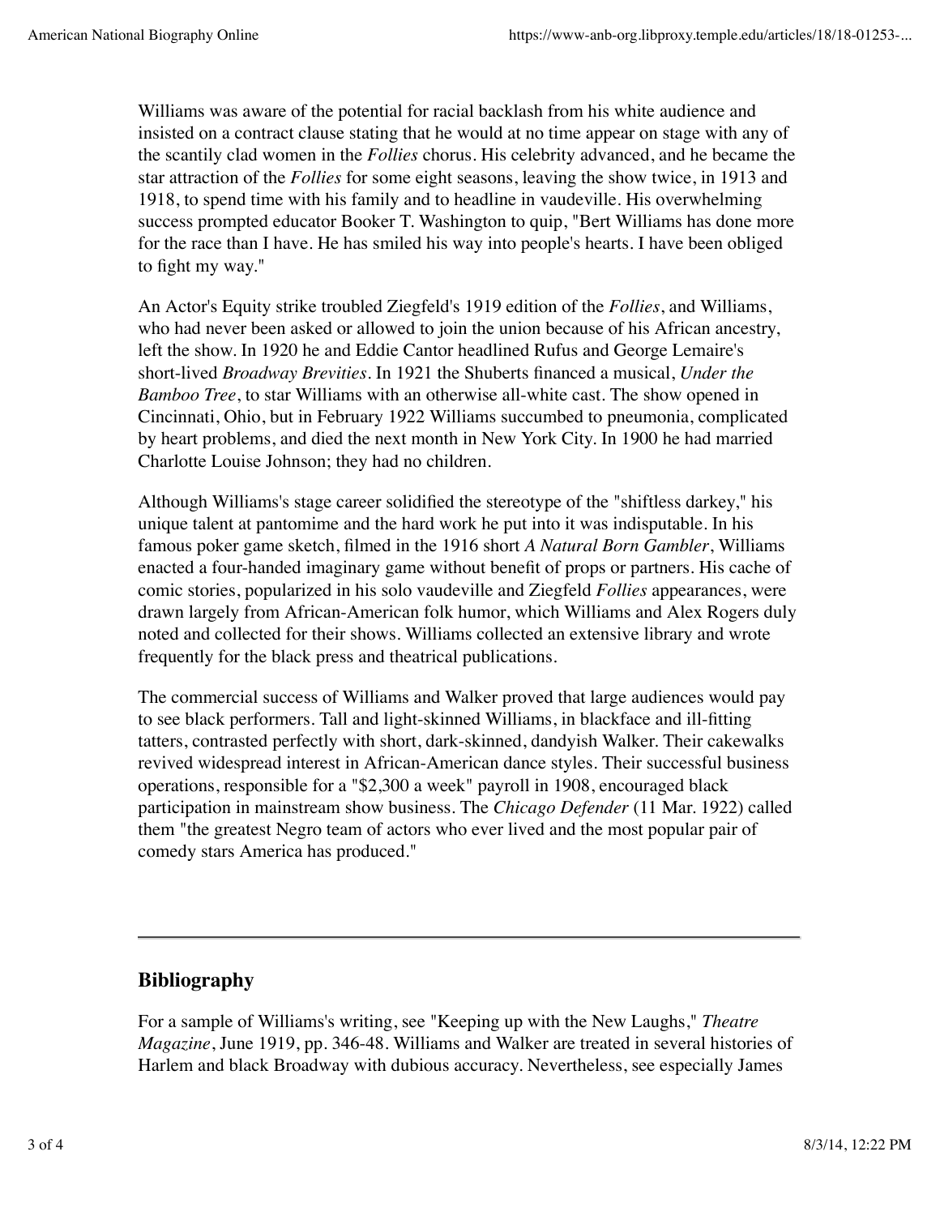Williams was aware of the potential for racial backlash from his white audience and insisted on a contract clause stating that he would at no time appear on stage with any of the scantily clad women in the *Follies* chorus. His celebrity advanced, and he became the star attraction of the *Follies* for some eight seasons, leaving the show twice, in 1913 and 1918, to spend time with his family and to headline in vaudeville. His overwhelming success prompted educator Booker T. Washington to quip, "Bert Williams has done more for the race than I have. He has smiled his way into people's hearts. I have been obliged to fight my way."

An Actor's Equity strike troubled Ziegfeld's 1919 edition of the *Follies*, and Williams, who had never been asked or allowed to join the union because of his African ancestry, left the show. In 1920 he and Eddie Cantor headlined Rufus and George Lemaire's short-lived *Broadway Brevities*. In 1921 the Shuberts financed a musical, *Under the Bamboo Tree*, to star Williams with an otherwise all-white cast. The show opened in Cincinnati, Ohio, but in February 1922 Williams succumbed to pneumonia, complicated by heart problems, and died the next month in New York City. In 1900 he had married Charlotte Louise Johnson; they had no children.

Although Williams's stage career solidified the stereotype of the "shiftless darkey," his unique talent at pantomime and the hard work he put into it was indisputable. In his famous poker game sketch, filmed in the 1916 short *A Natural Born Gambler*, Williams enacted a four-handed imaginary game without benefit of props or partners. His cache of comic stories, popularized in his solo vaudeville and Ziegfeld *Follies* appearances, were drawn largely from African-American folk humor, which Williams and Alex Rogers duly noted and collected for their shows. Williams collected an extensive library and wrote frequently for the black press and theatrical publications.

The commercial success of Williams and Walker proved that large audiences would pay to see black performers. Tall and light-skinned Williams, in blackface and ill-fitting tatters, contrasted perfectly with short, dark-skinned, dandyish Walker. Their cakewalks revived widespread interest in African-American dance styles. Their successful business operations, responsible for a "$2,300 a week" payroll in 1908, encouraged black participation in mainstream show business. The *Chicago Defender* (11 Mar. 1922) called them "the greatest Negro team of actors who ever lived and the most popular pair of comedy stars America has produced."

---

## Bibliography

For a sample of Williams's writing, see "Keeping up with the New Laughs," *Theatre Magazine*, June 1919, pp. 346-48. Williams and Walker are treated in several histories of Harlem and black Broadway with dubious accuracy. Nevertheless, see especially James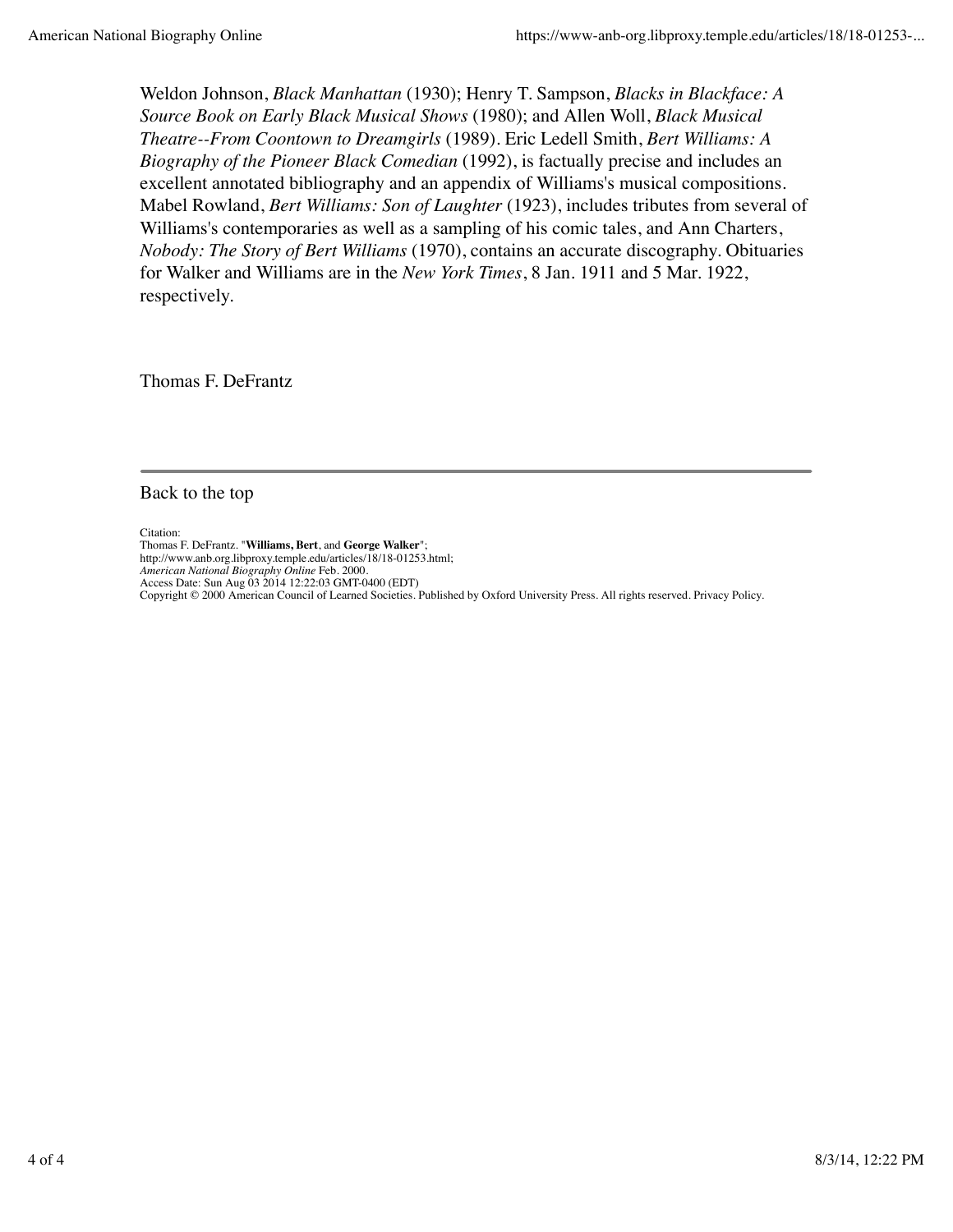Weldon Johnson, *Black Manhattan* (1930); Henry T. Sampson, *Blacks in Blackface: A Source Book on Early Black Musical Shows* (1980); and Allen Woll, *Black Musical Theatre--From Coontown to Dreamgirls* (1989). Eric Ledell Smith, *Bert Williams: A Biography of the Pioneer Black Comedian* (1992), is factually precise and includes an excellent annotated bibliography and an appendix of Williams's musical compositions. Mabel Rowland, *Bert Williams: Son of Laughter* (1923), includes tributes from several of Williams's contemporaries as well as a sampling of his comic tales, and Ann Charters, *Nobody: The Story of Bert Williams* (1970), contains an accurate discography. Obituaries for Walker and Williams are in the *New York Times*, 8 Jan. 1911 and 5 Mar. 1922, respectively.

Thomas F. DeFrantz

---

Back to the top

Citation:
Thomas F. DeFrantz. "**Williams, Bert**, and **George Walker**";
http://www.anb.org.libproxy.temple.edu/articles/18/18-01253.html;
*American National Biography Online* Feb. 2000.
Access Date: Sun Aug 03 2014 12:22:03 GMT-0400 (EDT)
Copyright © 2000 American Council of Learned Societies. Published by Oxford University Press. All rights reserved. Privacy Policy.